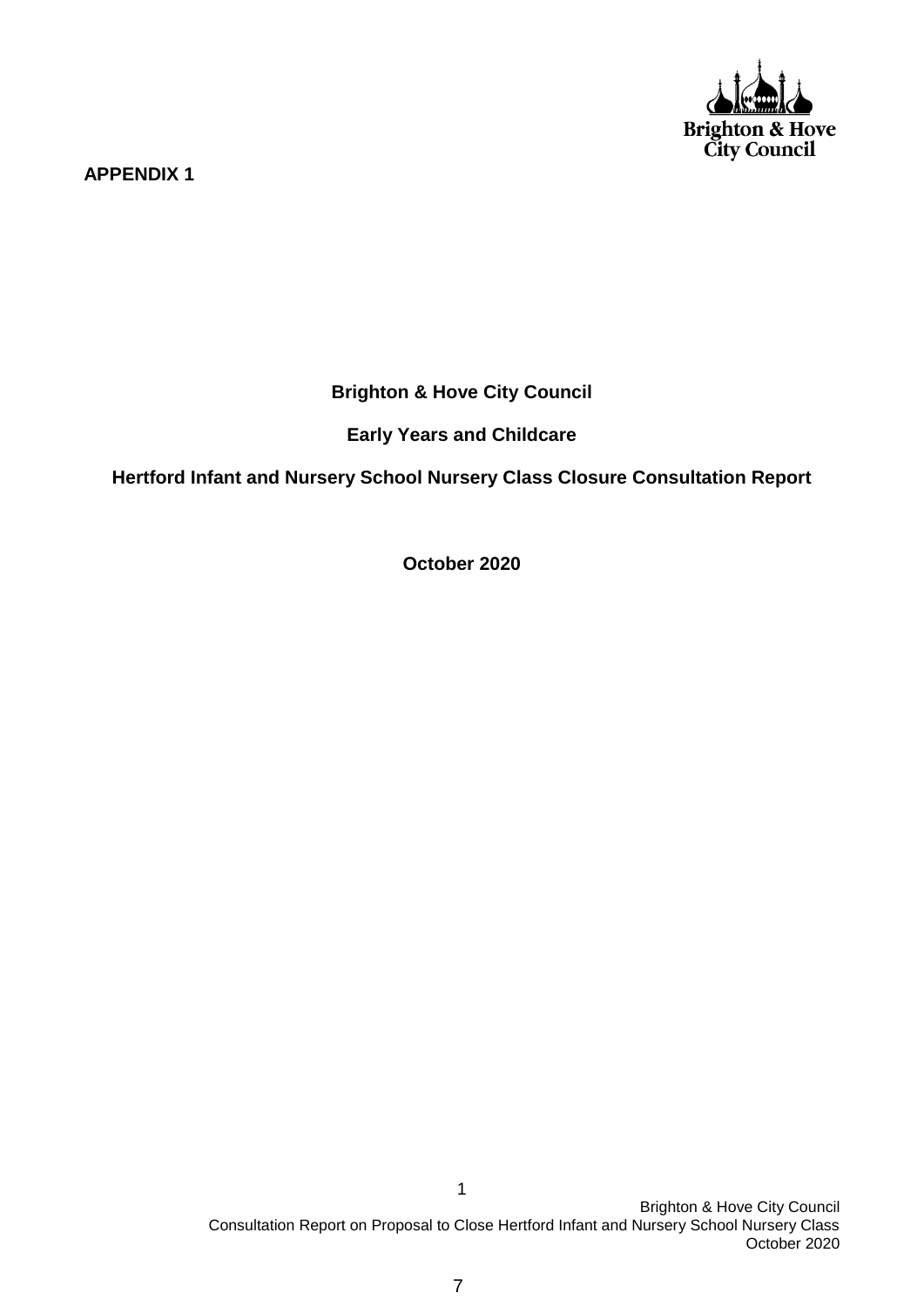**APPENDIX 1**

# Brighton & Hove City Council

## Early Years and Childcare

## Hertford Infant and Nursery School Nursery Class Closure Consultation Report

**October 2020**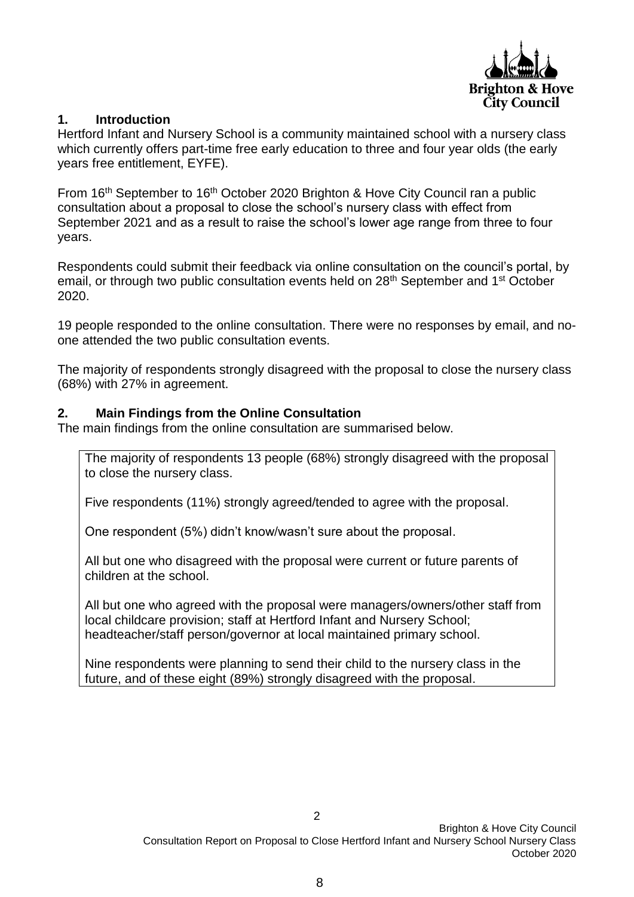## 1. Introduction

Hertford Infant and Nursery School is a community maintained school with a nursery class which currently offers part-time free early education to three and four year olds (the early years free entitlement, EYFE).

From 16th September to 16th October 2020 Brighton & Hove City Council ran a public consultation about a proposal to close the school's nursery class with effect from September 2021 and as a result to raise the school's lower age range from three to four years.

Respondents could submit their feedback via online consultation on the council's portal, by email, or through two public consultation events held on 28th September and 1st October 2020.

19 people responded to the online consultation. There were no responses by email, and no-one attended the two public consultation events.

The majority of respondents strongly disagreed with the proposal to close the nursery class (68%) with 27% in agreement.

## 2. Main Findings from the Online Consultation

The main findings from the online consultation are summarised below.

The majority of respondents 13 people (68%) strongly disagreed with the proposal to close the nursery class.

Five respondents (11%) strongly agreed/tended to agree with the proposal.

One respondent (5%) didn't know/wasn't sure about the proposal.

All but one who disagreed with the proposal were current or future parents of children at the school.

All but one who agreed with the proposal were managers/owners/other staff from local childcare provision; staff at Hertford Infant and Nursery School; headteacher/staff person/governor at local maintained primary school.

Nine respondents were planning to send their child to the nursery class in the future, and of these eight (89%) strongly disagreed with the proposal.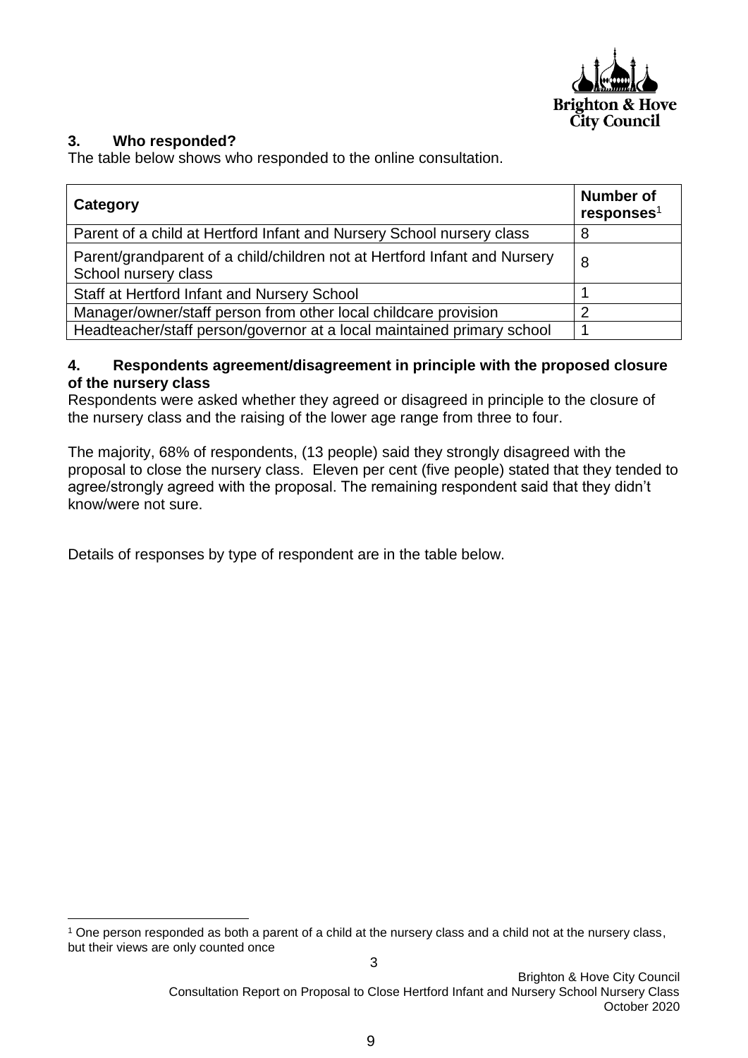## 3. Who responded?

The table below shows who responded to the online consultation.

| Category | Number of responses[1] |
|---|---|
| Parent of a child at Hertford Infant and Nursery School nursery class | 8 |
| Parent/grandparent of a child/children not at Hertford Infant and Nursery School nursery class | 8 |
| Staff at Hertford Infant and Nursery School | 1 |
| Manager/owner/staff person from other local childcare provision | 2 |
| Headteacher/staff person/governor at a local maintained primary school | 1 |

## 4. Respondents agreement/disagreement in principle with the proposed closure of the nursery class

Respondents were asked whether they agreed or disagreed in principle to the closure of the nursery class and the raising of the lower age range from three to four.

The majority, 68% of respondents, (13 people) said they strongly disagreed with the proposal to close the nursery class. Eleven per cent (five people) stated that they tended to agree/strongly agreed with the proposal. The remaining respondent said that they didn't know/were not sure.

Details of responses by type of respondent are in the table below.

[1] One person responded as both a parent of a child at the nursery class and a child not at the nursery class, but their views are only counted once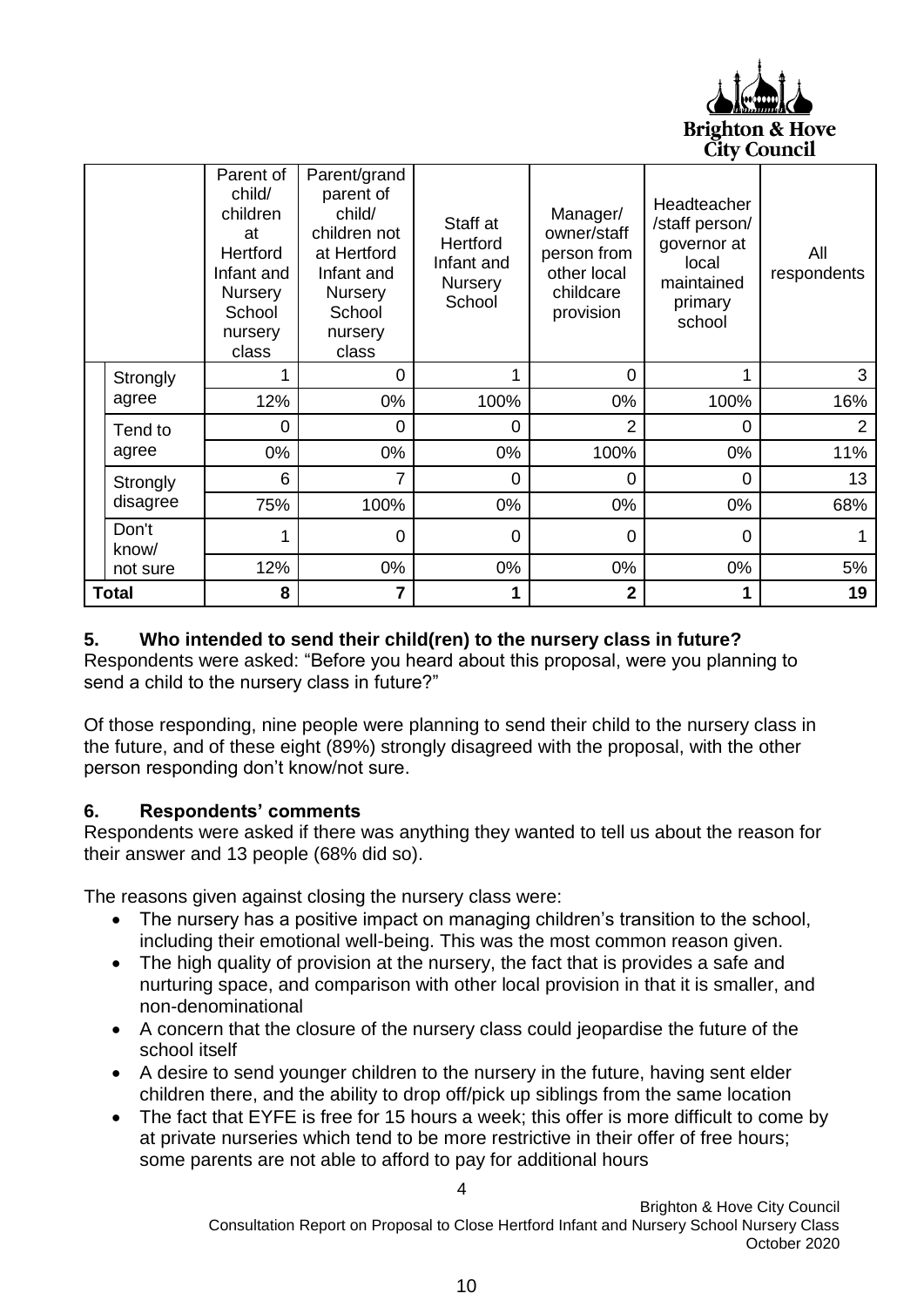| | Parent of child/ children at Hertford Infant and Nursery School nursery class | Parent/grand parent of child/ children not at Hertford Infant and Nursery School nursery class | Staff at Hertford Infant and Nursery School | Manager/ owner/staff person from other local childcare provision | Headteacher /staff person/ governor at local maintained primary school | All respondents |
|---|---|---|---|---|---|---|
| Strongly agree | 1 | 0 | 1 | 0 | 1 | 3 |
| | 12% | 0% | 100% | 0% | 100% | 16% |
| Tend to agree | 0 | 0 | 0 | 2 | 0 | 2 |
| | 0% | 0% | 0% | 100% | 0% | 11% |
| Strongly disagree | 6 | 7 | 0 | 0 | 0 | 13 |
| | 75% | 100% | 0% | 0% | 0% | 68% |
| Don't know/ not sure | 1 | 0 | 0 | 0 | 0 | 1 |
| | 12% | 0% | 0% | 0% | 0% | 5% |
| **Total** | **8** | **7** | **1** | **2** | **1** | **19** |

## 5. Who intended to send their child(ren) to the nursery class in future?

Respondents were asked: "Before you heard about this proposal, were you planning to send a child to the nursery class in future?"

Of those responding, nine people were planning to send their child to the nursery class in the future, and of these eight (89%) strongly disagreed with the proposal, with the other person responding don't know/not sure.

## 6. Respondents' comments

Respondents were asked if there was anything they wanted to tell us about the reason for their answer and 13 people (68% did so).

The reasons given against closing the nursery class were:

- The nursery has a positive impact on managing children's transition to the school, including their emotional well-being. This was the most common reason given.
- The high quality of provision at the nursery, the fact that is provides a safe and nurturing space, and comparison with other local provision in that it is smaller, and non-denominational
- A concern that the closure of the nursery class could jeopardise the future of the school itself
- A desire to send younger children to the nursery in the future, having sent elder children there, and the ability to drop off/pick up siblings from the same location
- The fact that EYFE is free for 15 hours a week; this offer is more difficult to come by at private nurseries which tend to be more restrictive in their offer of free hours; some parents are not able to afford to pay for additional hours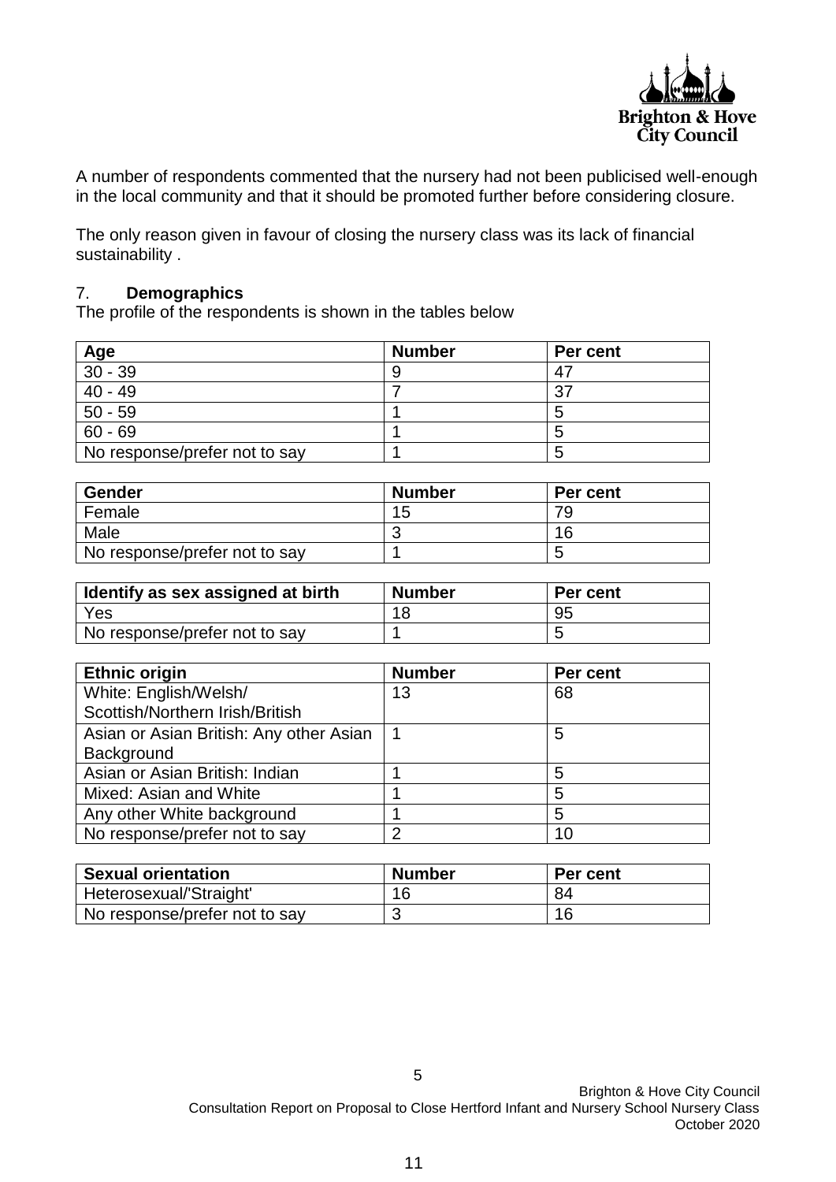A number of respondents commented that the nursery had not been publicised well-enough in the local community and that it should be promoted further before considering closure.

The only reason given in favour of closing the nursery class was its lack of financial sustainability .

## 7. **Demographics**

The profile of the respondents is shown in the tables below

| Age | Number | Per cent |
|---|---|---|
| 30 - 39 | 9 | 47 |
| 40 - 49 | 7 | 37 |
| 50 - 59 | 1 | 5 |
| 60 - 69 | 1 | 5 |
| No response/prefer not to say | 1 | 5 |

| Gender | Number | Per cent |
|---|---|---|
| Female | 15 | 79 |
| Male | 3 | 16 |
| No response/prefer not to say | 1 | 5 |

| Identify as sex assigned at birth | Number | Per cent |
|---|---|---|
| Yes | 18 | 95 |
| No response/prefer not to say | 1 | 5 |

| Ethnic origin | Number | Per cent |
|---|---|---|
| White: English/Welsh/ Scottish/Northern Irish/British | 13 | 68 |
| Asian or Asian British: Any other Asian Background | 1 | 5 |
| Asian or Asian British: Indian | 1 | 5 |
| Mixed: Asian and White | 1 | 5 |
| Any other White background | 1 | 5 |
| No response/prefer not to say | 2 | 10 |

| Sexual orientation | Number | Per cent |
|---|---|---|
| Heterosexual/'Straight' | 16 | 84 |
| No response/prefer not to say | 3 | 16 |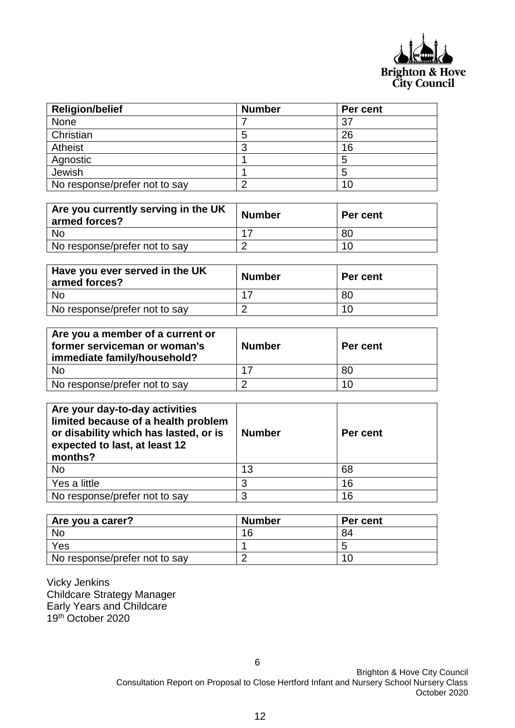| Religion/belief | Number | Per cent |
| --- | --- | --- |
| None | 7 | 37 |
| Christian | 5 | 26 |
| Atheist | 3 | 16 |
| Agnostic | 1 | 5 |
| Jewish | 1 | 5 |
| No response/prefer not to say | 2 | 10 |

| Are you currently serving in the UK armed forces? | Number | Per cent |
| --- | --- | --- |
| No | 17 | 80 |
| No response/prefer not to say | 2 | 10 |

| Have you ever served in the UK armed forces? | Number | Per cent |
| --- | --- | --- |
| No | 17 | 80 |
| No response/prefer not to say | 2 | 10 |

| Are you a member of a current or former serviceman or woman's immediate family/household? | Number | Per cent |
| --- | --- | --- |
| No | 17 | 80 |
| No response/prefer not to say | 2 | 10 |

| Are your day-to-day activities limited because of a health problem or disability which has lasted, or is expected to last, at least 12 months? | Number | Per cent |
| --- | --- | --- |
| No | 13 | 68 |
| Yes a little | 3 | 16 |
| No response/prefer not to say | 3 | 16 |

| Are you a carer? | Number | Per cent |
| --- | --- | --- |
| No | 16 | 84 |
| Yes | 1 | 5 |
| No response/prefer not to say | 2 | 10 |

Vicky Jenkins
Childcare Strategy Manager
Early Years and Childcare
19th October 2020